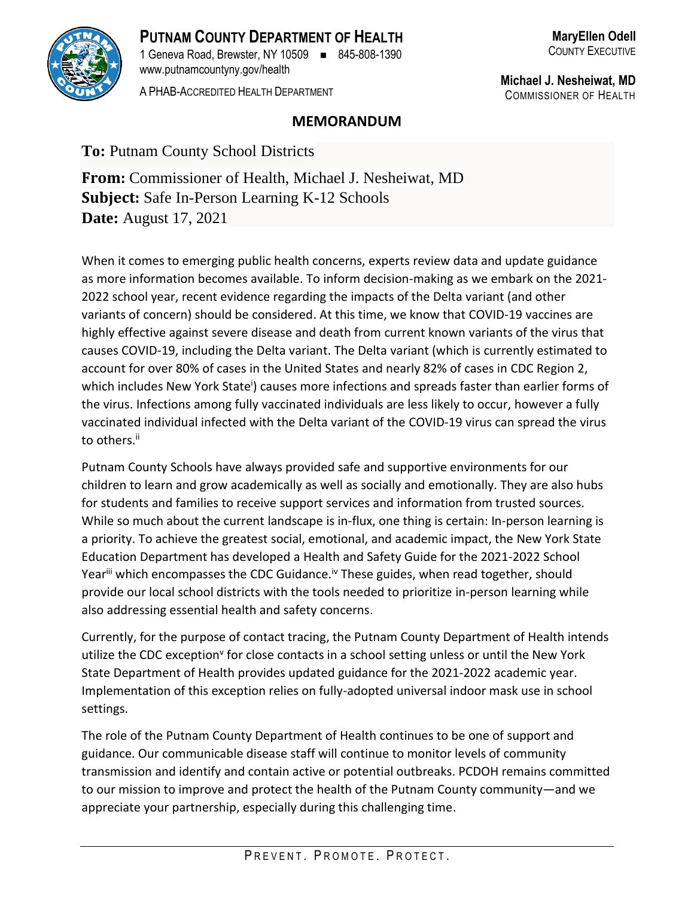**PUTNAM COUNTY DEPARTMENT OF HEALTH**
1 Geneva Road, Brewster, NY 10509 ■ 845-808-1390
www.putnamcountyny.gov/health
A PHAB-ACCREDITED HEALTH DEPARTMENT

**MaryEllen Odell**
COUNTY EXECUTIVE

**Michael J. Nesheiwat, MD**
COMMISSIONER OF HEALTH

## MEMORANDUM

**To:** Putnam County School Districts

**From:** Commissioner of Health, Michael J. Nesheiwat, MD
**Subject:** Safe In-Person Learning K-12 Schools
**Date:** August 17, 2021

When it comes to emerging public health concerns, experts review data and update guidance as more information becomes available. To inform decision-making as we embark on the 2021-2022 school year, recent evidence regarding the impacts of the Delta variant (and other variants of concern) should be considered. At this time, we know that COVID-19 vaccines are highly effective against severe disease and death from current known variants of the virus that causes COVID-19, including the Delta variant. The Delta variant (which is currently estimated to account for over 80% of cases in the United States and nearly 82% of cases in CDC Region 2, which includes New York State[i]) causes more infections and spreads faster than earlier forms of the virus. Infections among fully vaccinated individuals are less likely to occur, however a fully vaccinated individual infected with the Delta variant of the COVID-19 virus can spread the virus to others.[ii]

Putnam County Schools have always provided safe and supportive environments for our children to learn and grow academically as well as socially and emotionally. They are also hubs for students and families to receive support services and information from trusted sources. While so much about the current landscape is in-flux, one thing is certain: In-person learning is a priority. To achieve the greatest social, emotional, and academic impact, the New York State Education Department has developed a Health and Safety Guide for the 2021-2022 School Year[iii] which encompasses the CDC Guidance.[iv] These guides, when read together, should provide our local school districts with the tools needed to prioritize in-person learning while also addressing essential health and safety concerns.

Currently, for the purpose of contact tracing, the Putnam County Department of Health intends utilize the CDC exception[v] for close contacts in a school setting unless or until the New York State Department of Health provides updated guidance for the 2021-2022 academic year. Implementation of this exception relies on fully-adopted universal indoor mask use in school settings.

The role of the Putnam County Department of Health continues to be one of support and guidance. Our communicable disease staff will continue to monitor levels of community transmission and identify and contain active or potential outbreaks. PCDOH remains committed to our mission to improve and protect the health of the Putnam County community—and we appreciate your partnership, especially during this challenging time.

PREVENT. PROMOTE. PROTECT.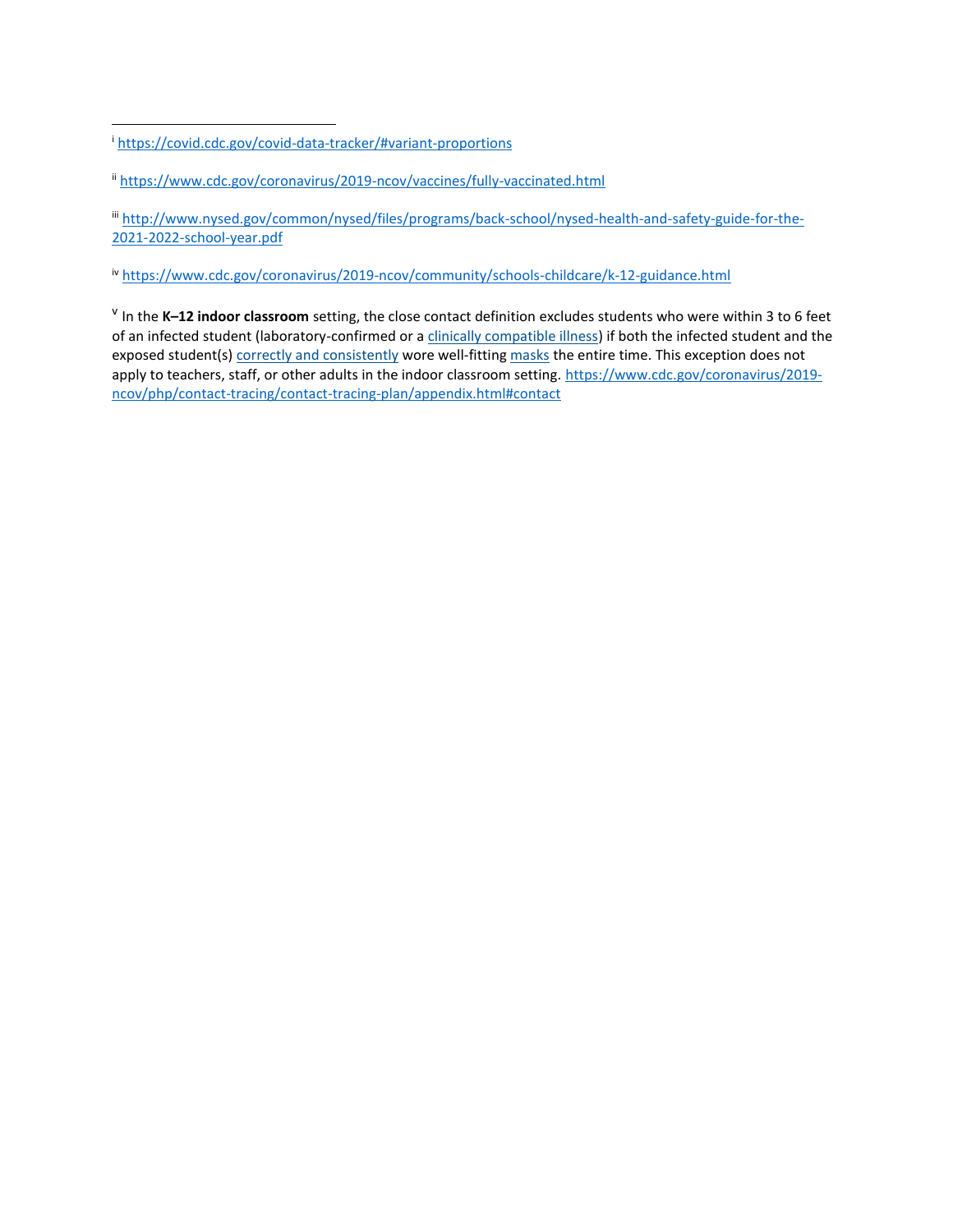[i] https://covid.cdc.gov/covid-data-tracker/#variant-proportions

[ii] https://www.cdc.gov/coronavirus/2019-ncov/vaccines/fully-vaccinated.html

[iii] http://www.nysed.gov/common/nysed/files/programs/back-school/nysed-health-and-safety-guide-for-the-2021-2022-school-year.pdf

[iv] https://www.cdc.gov/coronavirus/2019-ncov/community/schools-childcare/k-12-guidance.html

[v] In the **K–12 indoor classroom** setting, the close contact definition excludes students who were within 3 to 6 feet of an infected student (laboratory-confirmed or a clinically compatible illness) if both the infected student and the exposed student(s) correctly and consistently wore well-fitting masks the entire time. This exception does not apply to teachers, staff, or other adults in the indoor classroom setting. https://www.cdc.gov/coronavirus/2019-ncov/php/contact-tracing/contact-tracing-plan/appendix.html#contact